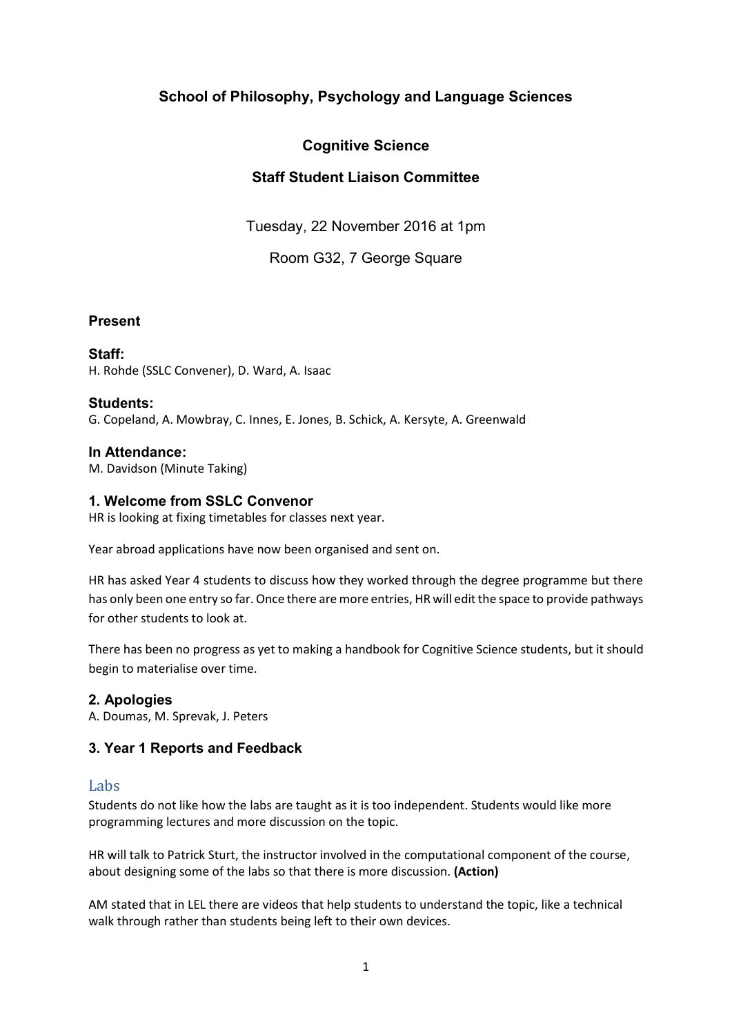**School of Philosophy, Psychology and Language Sciences**

**Cognitive Science**

**Staff Student Liaison Committee**

Tuesday, 22 November 2016 at 1pm

Room G32, 7 George Square

### Present

**Staff:**
H. Rohde (SSLC Convener), D. Ward, A. Isaac

**Students:**
G. Copeland, A. Mowbray, C. Innes, E. Jones, B. Schick, A. Kersyte, A. Greenwald

**In Attendance:**
M. Davidson (Minute Taking)

### 1. Welcome from SSLC Convenor

HR is looking at fixing timetables for classes next year.

Year abroad applications have now been organised and sent on.

HR has asked Year 4 students to discuss how they worked through the degree programme but there has only been one entry so far. Once there are more entries, HR will edit the space to provide pathways for other students to look at.

There has been no progress as yet to making a handbook for Cognitive Science students, but it should begin to materialise over time.

### 2. Apologies

A. Doumas, M. Sprevak, J. Peters

### 3. Year 1 Reports and Feedback

#### Labs

Students do not like how the labs are taught as it is too independent. Students would like more programming lectures and more discussion on the topic.

HR will talk to Patrick Sturt, the instructor involved in the computational component of the course, about designing some of the labs so that there is more discussion. **(Action)**

AM stated that in LEL there are videos that help students to understand the topic, like a technical walk through rather than students being left to their own devices.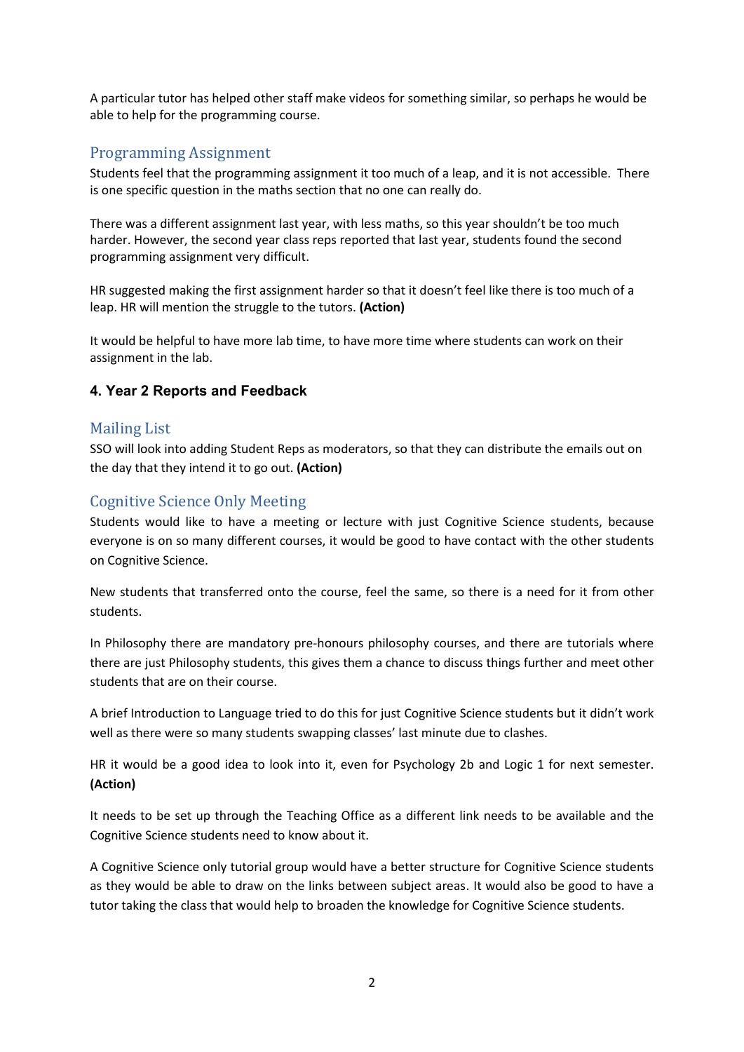A particular tutor has helped other staff make videos for something similar, so perhaps he would be able to help for the programming course.

## Programming Assignment

Students feel that the programming assignment it too much of a leap, and it is not accessible. There is one specific question in the maths section that no one can really do.

There was a different assignment last year, with less maths, so this year shouldn't be too much harder. However, the second year class reps reported that last year, students found the second programming assignment very difficult.

HR suggested making the first assignment harder so that it doesn't feel like there is too much of a leap. HR will mention the struggle to the tutors. **(Action)**

It would be helpful to have more lab time, to have more time where students can work on their assignment in the lab.

### 4. Year 2 Reports and Feedback

## Mailing List

SSO will look into adding Student Reps as moderators, so that they can distribute the emails out on the day that they intend it to go out. **(Action)**

## Cognitive Science Only Meeting

Students would like to have a meeting or lecture with just Cognitive Science students, because everyone is on so many different courses, it would be good to have contact with the other students on Cognitive Science.

New students that transferred onto the course, feel the same, so there is a need for it from other students.

In Philosophy there are mandatory pre-honours philosophy courses, and there are tutorials where there are just Philosophy students, this gives them a chance to discuss things further and meet other students that are on their course.

A brief Introduction to Language tried to do this for just Cognitive Science students but it didn't work well as there were so many students swapping classes' last minute due to clashes.

HR it would be a good idea to look into it, even for Psychology 2b and Logic 1 for next semester. **(Action)**

It needs to be set up through the Teaching Office as a different link needs to be available and the Cognitive Science students need to know about it.

A Cognitive Science only tutorial group would have a better structure for Cognitive Science students as they would be able to draw on the links between subject areas. It would also be good to have a tutor taking the class that would help to broaden the knowledge for Cognitive Science students.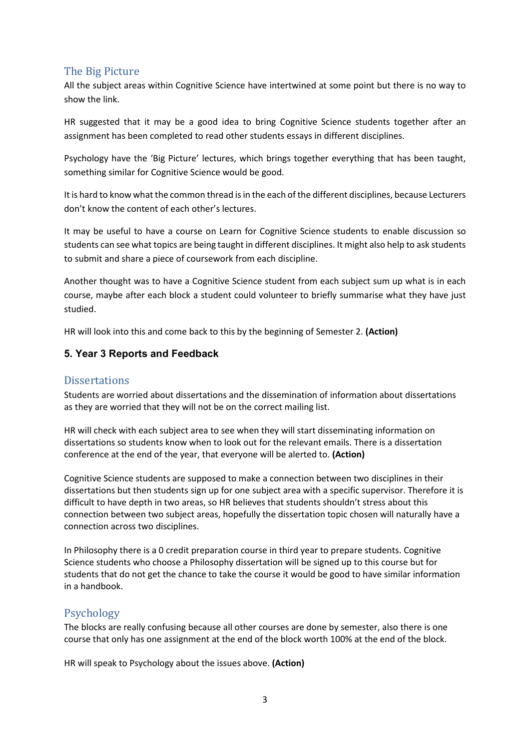### The Big Picture

All the subject areas within Cognitive Science have intertwined at some point but there is no way to show the link.

HR suggested that it may be a good idea to bring Cognitive Science students together after an assignment has been completed to read other students essays in different disciplines.

Psychology have the 'Big Picture' lectures, which brings together everything that has been taught, something similar for Cognitive Science would be good.

It is hard to know what the common thread is in the each of the different disciplines, because Lecturers don't know the content of each other's lectures.

It may be useful to have a course on Learn for Cognitive Science students to enable discussion so students can see what topics are being taught in different disciplines. It might also help to ask students to submit and share a piece of coursework from each discipline.

Another thought was to have a Cognitive Science student from each subject sum up what is in each course, maybe after each block a student could volunteer to briefly summarise what they have just studied.

HR will look into this and come back to this by the beginning of Semester 2. **(Action)**

## 5. Year 3 Reports and Feedback

### Dissertations

Students are worried about dissertations and the dissemination of information about dissertations as they are worried that they will not be on the correct mailing list.

HR will check with each subject area to see when they will start disseminating information on dissertations so students know when to look out for the relevant emails. There is a dissertation conference at the end of the year, that everyone will be alerted to. **(Action)**

Cognitive Science students are supposed to make a connection between two disciplines in their dissertations but then students sign up for one subject area with a specific supervisor. Therefore it is difficult to have depth in two areas, so HR believes that students shouldn't stress about this connection between two subject areas, hopefully the dissertation topic chosen will naturally have a connection across two disciplines.

In Philosophy there is a 0 credit preparation course in third year to prepare students. Cognitive Science students who choose a Philosophy dissertation will be signed up to this course but for students that do not get the chance to take the course it would be good to have similar information in a handbook.

### Psychology

The blocks are really confusing because all other courses are done by semester, also there is one course that only has one assignment at the end of the block worth 100% at the end of the block.

HR will speak to Psychology about the issues above. **(Action)**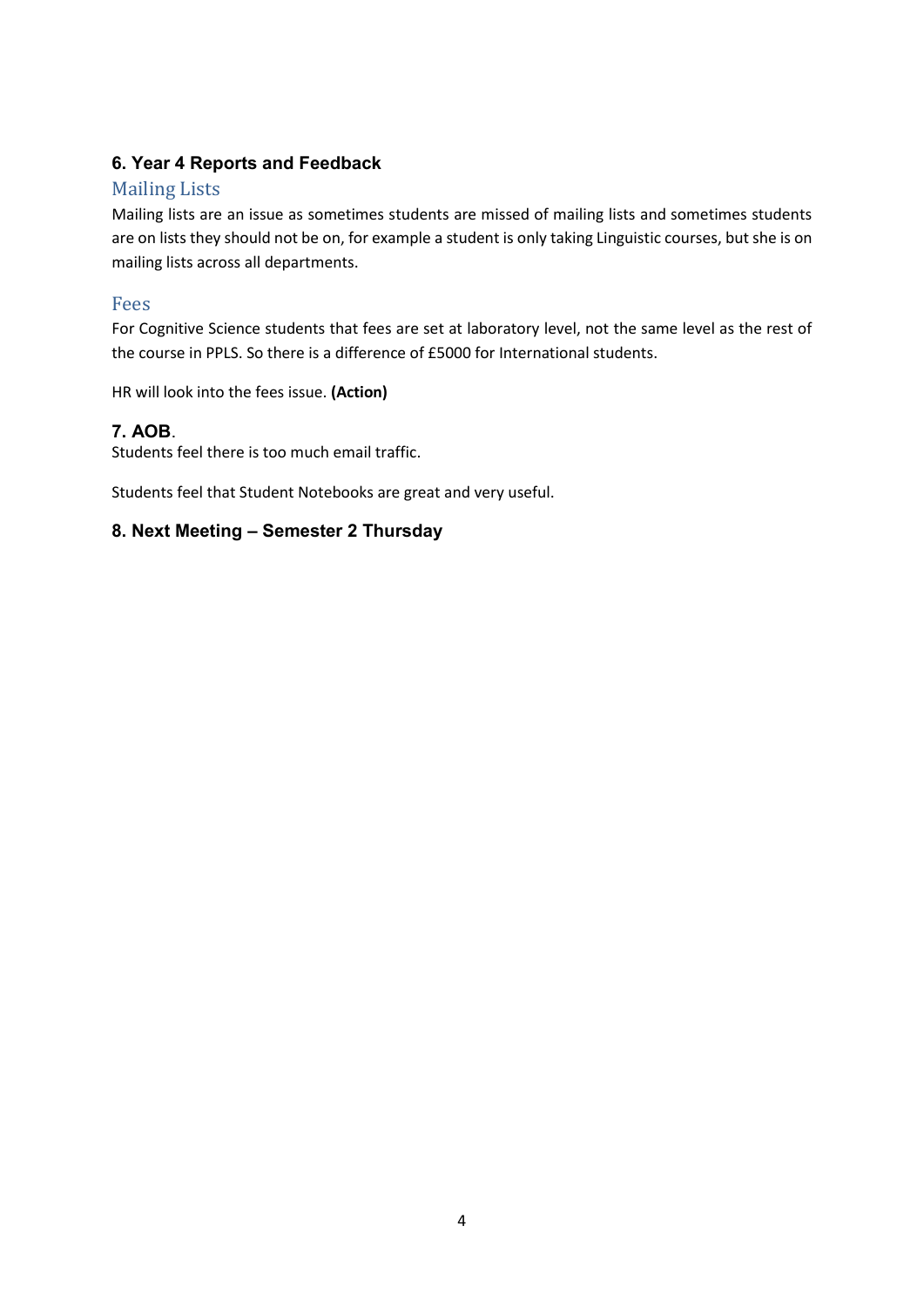## 6. Year 4 Reports and Feedback

### Mailing Lists

Mailing lists are an issue as sometimes students are missed of mailing lists and sometimes students are on lists they should not be on, for example a student is only taking Linguistic courses, but she is on mailing lists across all departments.

### Fees

For Cognitive Science students that fees are set at laboratory level, not the same level as the rest of the course in PPLS. So there is a difference of £5000 for International students.

HR will look into the fees issue. **(Action)**

## 7. AOB.

Students feel there is too much email traffic.

Students feel that Student Notebooks are great and very useful.

## 8. Next Meeting – Semester 2 Thursday